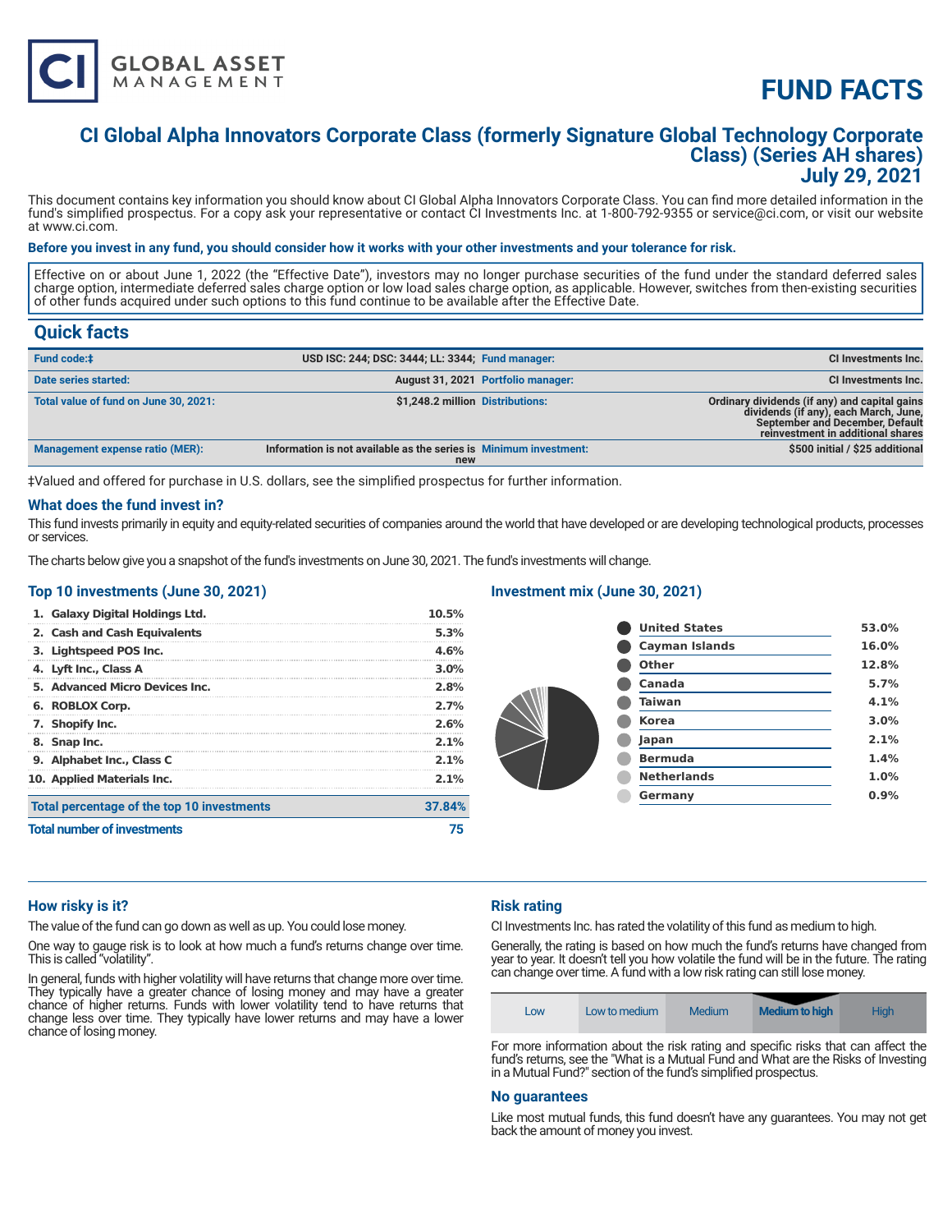# FUND FACTS

## CI Global Alpha Innovators Corporate Class (formerly Signature Global Technology Corporate Class) (Series AH shares)
## July 29, 2021

This document contains key information you should know about CI Global Alpha Innovators Corporate Class. You can find more detailed information in the fund's simplified prospectus. For a copy ask your representative or contact CI Investments Inc. at 1-800-792-9355 or service@ci.com, or visit our website at www.ci.com.

**Before you invest in any fund, you should consider how it works with your other investments and your tolerance for risk.**

Effective on or about June 1, 2022 (the "Effective Date"), investors may no longer purchase securities of the fund under the standard deferred sales charge option, intermediate deferred sales charge option or low load sales charge option, as applicable. However, switches from then-existing securities of other funds acquired under such options to this fund continue to be available after the Effective Date.

## Quick facts

| | | | |
|---|---|---|---|
| **Fund code:‡** | USD ISC: 244; DSC: 3444; LL: 3344; | **Fund manager:** | CI Investments Inc. |
| **Date series started:** | August 31, 2021 | **Portfolio manager:** | CI Investments Inc. |
| **Total value of fund on June 30, 2021:** | $1,248.2 million | **Distributions:** | Ordinary dividends (if any) and capital gains dividends (if any), each March, June, September and December, Default reinvestment in additional shares |
| **Management expense ratio (MER):** | Information is not available as the series is new | **Minimum investment:** | $500 initial / $25 additional |

‡Valued and offered for purchase in U.S. dollars, see the simplified prospectus for further information.

### What does the fund invest in?

This fund invests primarily in equity and equity-related securities of companies around the world that have developed or are developing technological products, processes or services.

The charts below give you a snapshot of the fund's investments on June 30, 2021. The fund's investments will change.

### Top 10 investments (June 30, 2021)

| | |
|---|---|
| 1. Galaxy Digital Holdings Ltd. | 10.5% |
| 2. Cash and Cash Equivalents | 5.3% |
| 3. Lightspeed POS Inc. | 4.6% |
| 4. Lyft Inc., Class A | 3.0% |
| 5. Advanced Micro Devices Inc. | 2.8% |
| 6. ROBLOX Corp. | 2.7% |
| 7. Shopify Inc. | 2.6% |
| 8. Snap Inc. | 2.1% |
| 9. Alphabet Inc., Class C | 2.1% |
| 10. Applied Materials Inc. | 2.1% |
| **Total percentage of the top 10 investments** | **37.84%** |
| **Total number of investments** | **75** |

### Investment mix (June 30, 2021)

| | |
|---|---|
| United States | 53.0% |
| Cayman Islands | 16.0% |
| Other | 12.8% |
| Canada | 5.7% |
| Taiwan | 4.1% |
| Korea | 3.0% |
| Japan | 2.1% |
| Bermuda | 1.4% |
| Netherlands | 1.0% |
| Germany | 0.9% |

### How risky is it?

The value of the fund can go down as well as up. You could lose money.

One way to gauge risk is to look at how much a fund's returns change over time. This is called "volatility".

In general, funds with higher volatility will have returns that change more over time. They typically have a greater chance of losing money and may have a greater chance of higher returns. Funds with lower volatility tend to have returns that change less over time. They typically have lower returns and may have a lower chance of losing money.

### Risk rating

CI Investments Inc. has rated the volatility of this fund as medium to high.

Generally, the rating is based on how much the fund's returns have changed from year to year. It doesn't tell you how volatile the fund will be in the future. The rating can change over time. A fund with a low risk rating can still lose money.

| Low | Low to medium | Medium | **Medium to high** | High |
|---|---|---|---|---|

For more information about the risk rating and specific risks that can affect the fund's returns, see the "What is a Mutual Fund and What are the Risks of Investing in a Mutual Fund?" section of the fund's simplified prospectus.

### No guarantees

Like most mutual funds, this fund doesn't have any guarantees. You may not get back the amount of money you invest.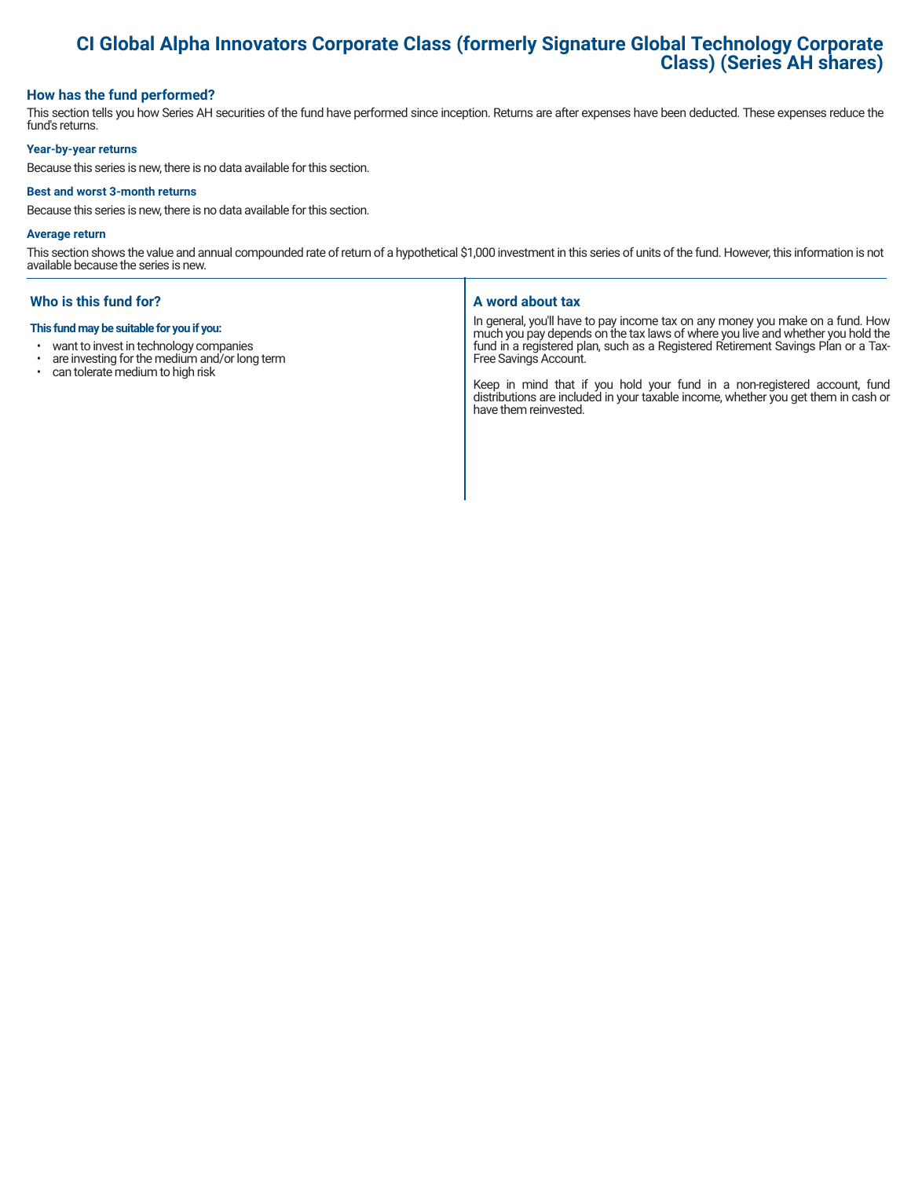# CI Global Alpha Innovators Corporate Class (formerly Signature Global Technology Corporate Class) (Series AH shares)

## How has the fund performed?

This section tells you how Series AH securities of the fund have performed since inception. Returns are after expenses have been deducted. These expenses reduce the fund's returns.

### Year-by-year returns

Because this series is new, there is no data available for this section.

### Best and worst 3-month returns

Because this series is new, there is no data available for this section.

### Average return

This section shows the value and annual compounded rate of return of a hypothetical $1,000 investment in this series of units of the fund. However, this information is not available because the series is new.

## Who is this fund for?

**This fund may be suitable for you if you:**

- want to invest in technology companies
- are investing for the medium and/or long term
- can tolerate medium to high risk

## A word about tax

In general, you'll have to pay income tax on any money you make on a fund. How much you pay depends on the tax laws of where you live and whether you hold the fund in a registered plan, such as a Registered Retirement Savings Plan or a Tax-Free Savings Account.

Keep in mind that if you hold your fund in a non-registered account, fund distributions are included in your taxable income, whether you get them in cash or have them reinvested.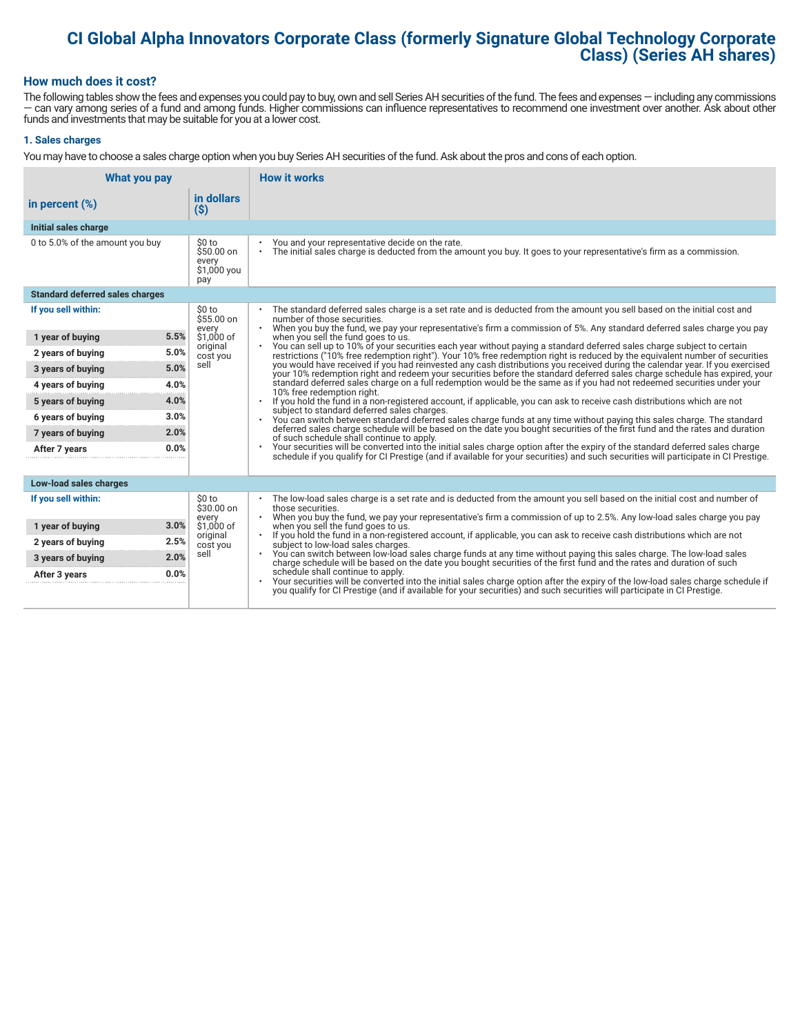# CI Global Alpha Innovators Corporate Class (formerly Signature Global Technology Corporate Class) (Series AH shares)

## How much does it cost?

The following tables show the fees and expenses you could pay to buy, own and sell Series AH securities of the fund. The fees and expenses — including any commissions — can vary among series of a fund and among funds. Higher commissions can influence representatives to recommend one investment over another. Ask about other funds and investments that may be suitable for you at a lower cost.

### 1. Sales charges

You may have to choose a sales charge option when you buy Series AH securities of the fund. Ask about the pros and cons of each option.

| What you pay | | | How it works |
|---|---|---|---|
| **in percent (%)** | | **in dollars ($)** | |
| **Initial sales charge** | | | |
| 0 to 5.0% of the amount you buy | | $0 to $50.00 on every $1,000 you pay | • You and your representative decide on the rate.<br>• The initial sales charge is deducted from the amount you buy. It goes to your representative's firm as a commission. |
| **Standard deferred sales charges** | | | |
| **If you sell within:** | | $0 to $55.00 on every $1,000 of original cost you sell | • The standard deferred sales charge is a set rate and is deducted from the amount you sell based on the initial cost and number of those securities.<br>• When you buy the fund, we pay your representative's firm a commission of 5%. Any standard deferred sales charge you pay when you sell the fund goes to us.<br>• You can sell up to 10% of your securities each year without paying a standard deferred sales charge subject to certain restrictions ("10% free redemption right"). Your 10% free redemption right is reduced by the equivalent number of securities you would have received if you had reinvested any cash distributions you received during the calendar year. If you exercised your 10% redemption right and redeem your securities before the standard deferred sales charge schedule has expired, your standard deferred sales charge on a full redemption would be the same as if you had not redeemed securities under your 10% free redemption right.<br>• If you hold the fund in a non-registered account, if applicable, you can ask to receive cash distributions which are not subject to standard deferred sales charges.<br>• You can switch between standard deferred sales charge funds at any time without paying this sales charge. The standard deferred sales charge schedule will be based on the date you bought securities of the first fund and the rates and duration of such schedule shall continue to apply.<br>• Your securities will be converted into the initial sales charge option after the expiry of the standard deferred sales charge schedule if you qualify for CI Prestige (and if available for your securities) and such securities will participate in CI Prestige. |
| **1 year of buying** | **5.5%** | | |
| **2 years of buying** | **5.0%** | | |
| **3 years of buying** | **5.0%** | | |
| **4 years of buying** | **4.0%** | | |
| **5 years of buying** | **4.0%** | | |
| **6 years of buying** | **3.0%** | | |
| **7 years of buying** | **2.0%** | | |
| **After 7 years** | **0.0%** | | |
| **Low-load sales charges** | | | |
| **If you sell within:** | | $0 to $30.00 on every $1,000 of original cost you sell | • The low-load sales charge is a set rate and is deducted from the amount you sell based on the initial cost and number of those securities.<br>• When you buy the fund, we pay your representative's firm a commission of up to 2.5%. Any low-load sales charge you pay when you sell the fund goes to us.<br>• If you hold the fund in a non-registered account, if applicable, you can ask to receive cash distributions which are not subject to low-load sales charges.<br>• You can switch between low-load sales charge funds at any time without paying this sales charge. The low-load sales charge schedule will be based on the date you bought securities of the first fund and the rates and duration of such schedule shall continue to apply.<br>• Your securities will be converted into the initial sales charge option after the expiry of the low-load sales charge schedule if you qualify for CI Prestige (and if available for your securities) and such securities will participate in CI Prestige. |
| **1 year of buying** | **3.0%** | | |
| **2 years of buying** | **2.5%** | | |
| **3 years of buying** | **2.0%** | | |
| **After 3 years** | **0.0%** | | |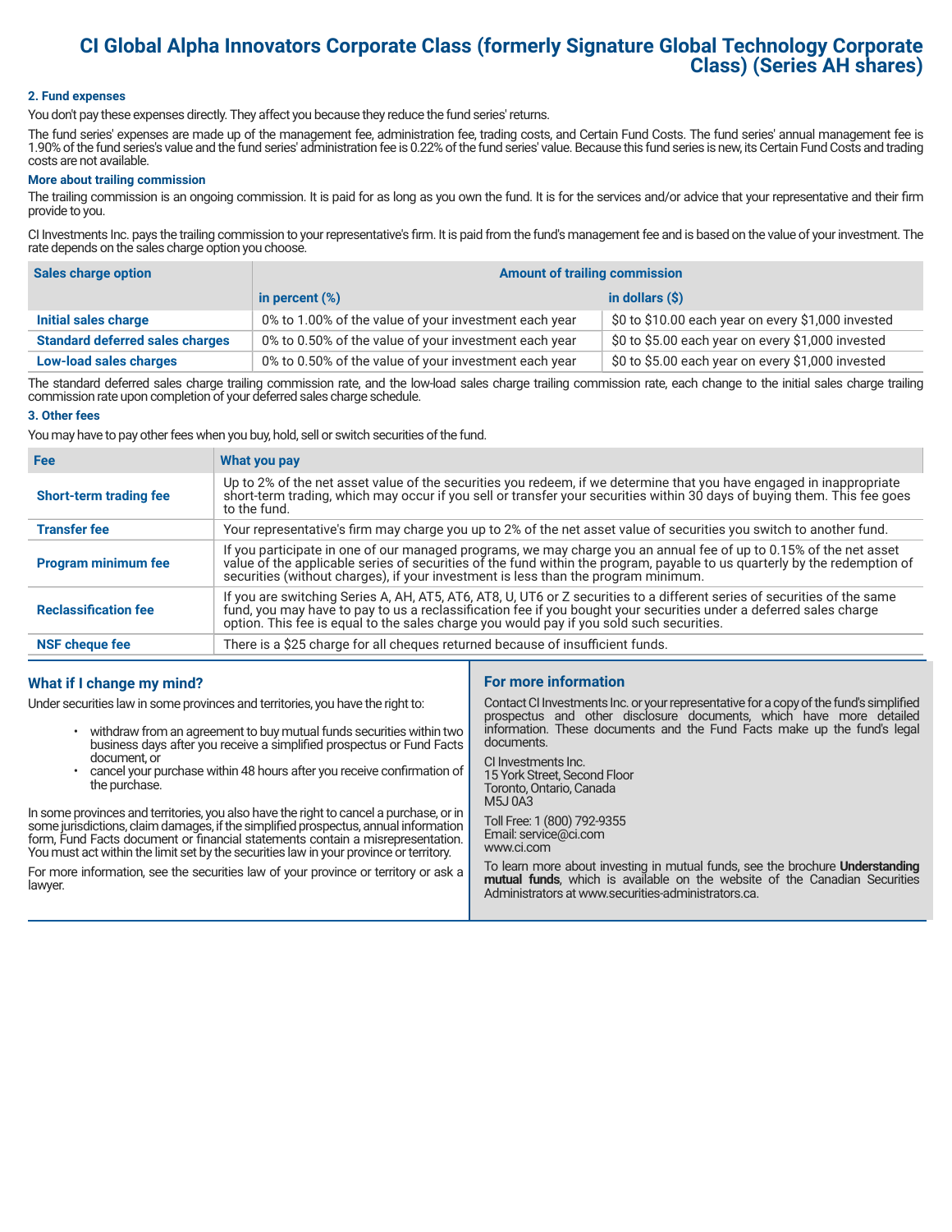# CI Global Alpha Innovators Corporate Class (formerly Signature Global Technology Corporate Class) (Series AH shares)

### 2. Fund expenses

You don't pay these expenses directly. They affect you because they reduce the fund series' returns.

The fund series' expenses are made up of the management fee, administration fee, trading costs, and Certain Fund Costs. The fund series' annual management fee is 1.90% of the fund series's value and the fund series' administration fee is 0.22% of the fund series' value. Because this fund series is new, its Certain Fund Costs and trading costs are not available.

### More about trailing commission

The trailing commission is an ongoing commission. It is paid for as long as you own the fund. It is for the services and/or advice that your representative and their firm provide to you.

CI Investments Inc. pays the trailing commission to your representative's firm. It is paid from the fund's management fee and is based on the value of your investment. The rate depends on the sales charge option you choose.

| Sales charge option | Amount of trailing commission | |
|---|---|---|
| | in percent (%) | in dollars ($) |
| Initial sales charge | 0% to 1.00% of the value of your investment each year | $0 to $10.00 each year on every $1,000 invested |
| Standard deferred sales charges | 0% to 0.50% of the value of your investment each year | $0 to $5.00 each year on every $1,000 invested |
| Low-load sales charges | 0% to 0.50% of the value of your investment each year | $0 to $5.00 each year on every $1,000 invested |

The standard deferred sales charge trailing commission rate, and the low-load sales charge trailing commission rate, each change to the initial sales charge trailing commission rate upon completion of your deferred sales charge schedule.

### 3. Other fees

You may have to pay other fees when you buy, hold, sell or switch securities of the fund.

| Fee | What you pay |
|---|---|
| Short-term trading fee | Up to 2% of the net asset value of the securities you redeem, if we determine that you have engaged in inappropriate short-term trading, which may occur if you sell or transfer your securities within 30 days of buying them. This fee goes to the fund. |
| Transfer fee | Your representative's firm may charge you up to 2% of the net asset value of securities you switch to another fund. |
| Program minimum fee | If you participate in one of our managed programs, we may charge you an annual fee of up to 0.15% of the net asset value of the applicable series of securities of the fund within the program, payable to us quarterly by the redemption of securities (without charges), if your investment is less than the program minimum. |
| Reclassification fee | If you are switching Series A, AH, AT5, AT6, AT8, U, UT6 or Z securities to a different series of securities of the same fund, you may have to pay to us a reclassification fee if you bought your securities under a deferred sales charge option. This fee is equal to the sales charge you would pay if you sold such securities. |
| NSF cheque fee | There is a $25 charge for all cheques returned because of insufficient funds. |

## What if I change my mind?

Under securities law in some provinces and territories, you have the right to:

- withdraw from an agreement to buy mutual funds securities within two business days after you receive a simplified prospectus or Fund Facts document, or
- cancel your purchase within 48 hours after you receive confirmation of the purchase.

In some provinces and territories, you also have the right to cancel a purchase, or in some jurisdictions, claim damages, if the simplified prospectus, annual information form, Fund Facts document or financial statements contain a misrepresentation. You must act within the limit set by the securities law in your province or territory.

For more information, see the securities law of your province or territory or ask a lawyer.

## For more information

Contact CI Investments Inc. or your representative for a copy of the fund's simplified prospectus and other disclosure documents, which have more detailed information. These documents and the Fund Facts make up the fund's legal documents.

CI Investments Inc.
15 York Street, Second Floor
Toronto, Ontario, Canada
M5J 0A3

Toll Free: 1 (800) 792-9355
Email: service@ci.com
www.ci.com

To learn more about investing in mutual funds, see the brochure **Understanding mutual funds**, which is available on the website of the Canadian Securities Administrators at www.securities-administrators.ca.